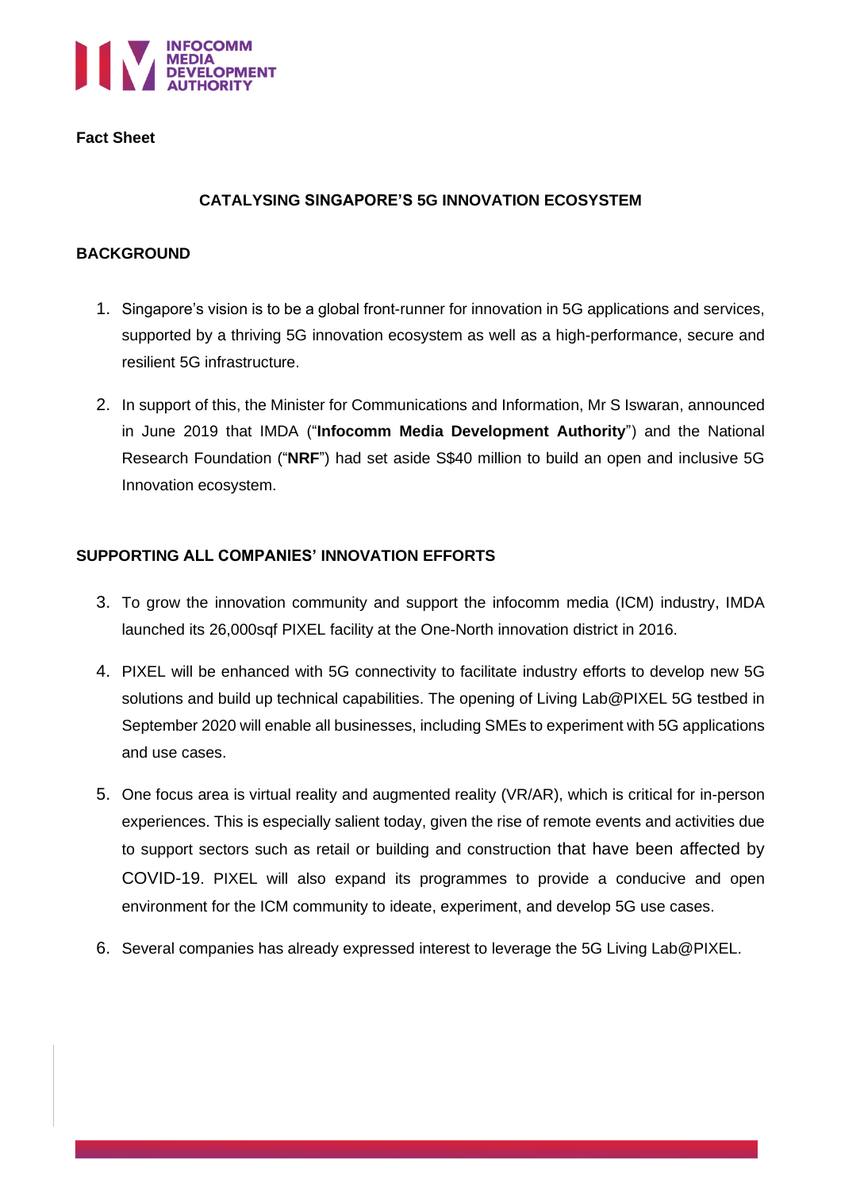**Fact Sheet**

## CATALYSING SINGAPORE'S 5G INNOVATION ECOSYSTEM

### BACKGROUND

1. Singapore's vision is to be a global front-runner for innovation in 5G applications and services, supported by a thriving 5G innovation ecosystem as well as a high-performance, secure and resilient 5G infrastructure.

2. In support of this, the Minister for Communications and Information, Mr S Iswaran, announced in June 2019 that IMDA ("**Infocomm Media Development Authority**") and the National Research Foundation ("**NRF**") had set aside S$40 million to build an open and inclusive 5G Innovation ecosystem.

### SUPPORTING ALL COMPANIES' INNOVATION EFFORTS

3. To grow the innovation community and support the infocomm media (ICM) industry, IMDA launched its 26,000sqf PIXEL facility at the One-North innovation district in 2016.

4. PIXEL will be enhanced with 5G connectivity to facilitate industry efforts to develop new 5G solutions and build up technical capabilities. The opening of Living Lab@PIXEL 5G testbed in September 2020 will enable all businesses, including SMEs to experiment with 5G applications and use cases.

5. One focus area is virtual reality and augmented reality (VR/AR), which is critical for in-person experiences. This is especially salient today, given the rise of remote events and activities due to support sectors such as retail or building and construction that have been affected by COVID-19. PIXEL will also expand its programmes to provide a conducive and open environment for the ICM community to ideate, experiment, and develop 5G use cases.

6. Several companies has already expressed interest to leverage the 5G Living Lab@PIXEL.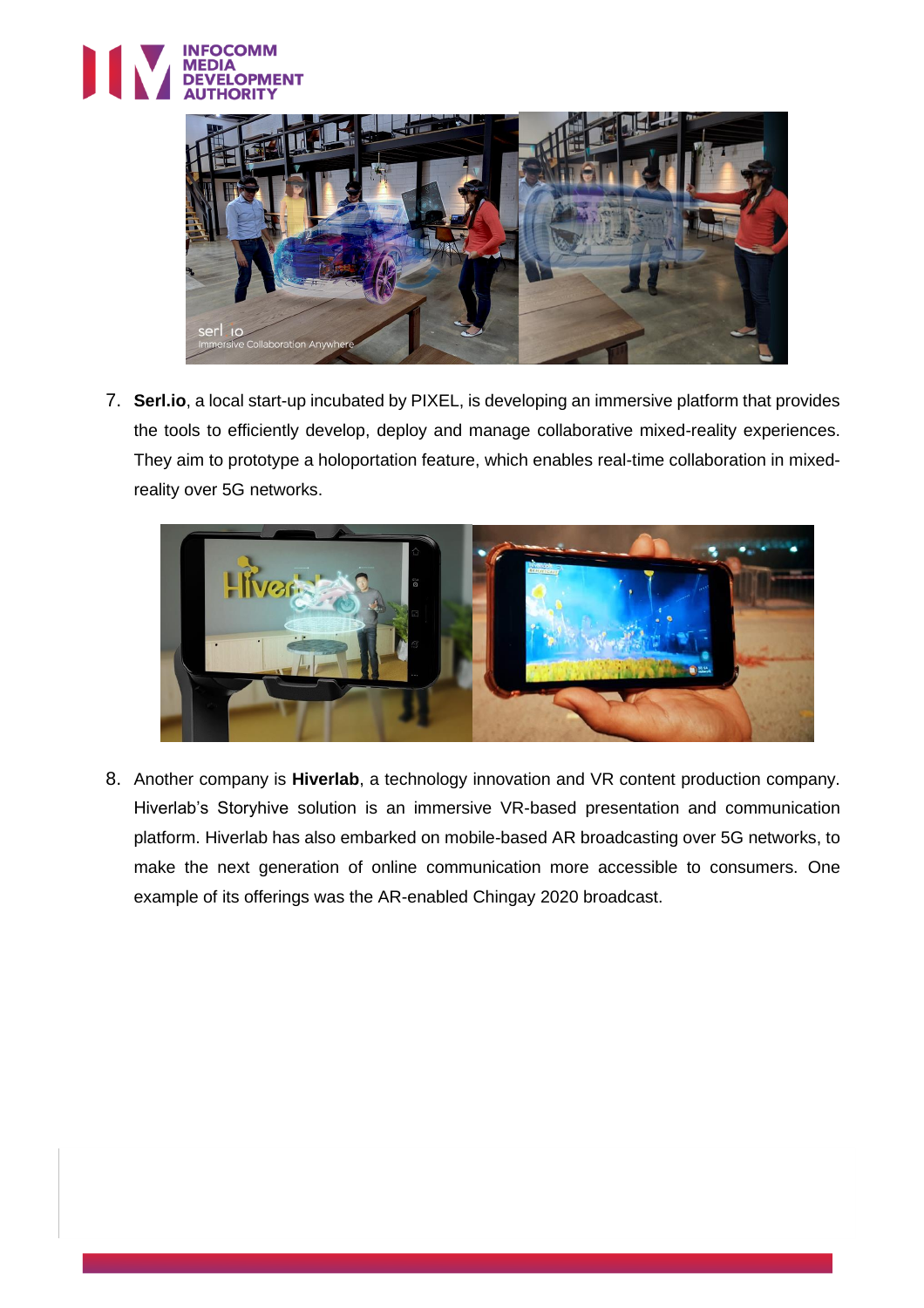7. **Serl.io**, a local start-up incubated by PIXEL, is developing an immersive platform that provides the tools to efficiently develop, deploy and manage collaborative mixed-reality experiences. They aim to prototype a holoportation feature, which enables real-time collaboration in mixed-reality over 5G networks.

8. Another company is **Hiverlab**, a technology innovation and VR content production company. Hiverlab's Storyhive solution is an immersive VR-based presentation and communication platform. Hiverlab has also embarked on mobile-based AR broadcasting over 5G networks, to make the next generation of online communication more accessible to consumers. One example of its offerings was the AR-enabled Chingay 2020 broadcast.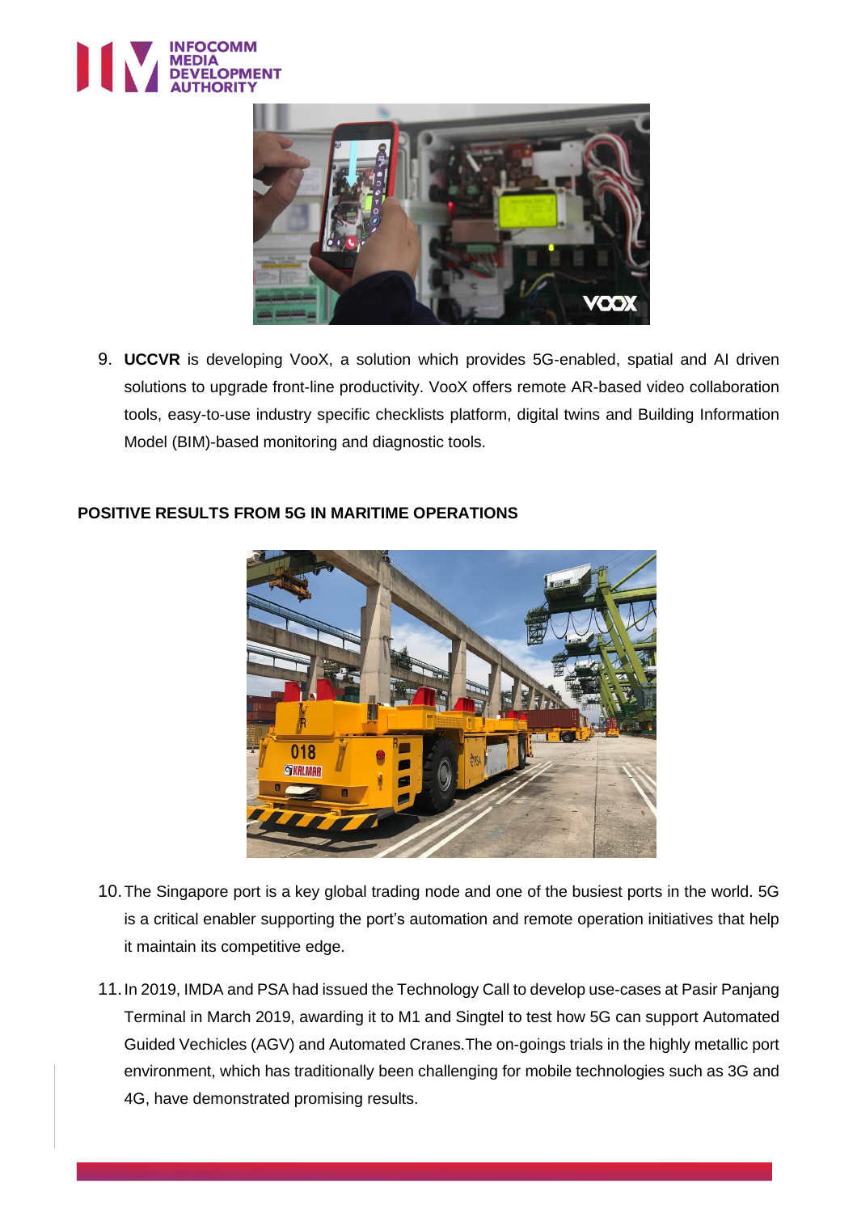9. **UCCVR** is developing VooX, a solution which provides 5G-enabled, spatial and AI driven solutions to upgrade front-line productivity. VooX offers remote AR-based video collaboration tools, easy-to-use industry specific checklists platform, digital twins and Building Information Model (BIM)-based monitoring and diagnostic tools.

## POSITIVE RESULTS FROM 5G IN MARITIME OPERATIONS

10. The Singapore port is a key global trading node and one of the busiest ports in the world. 5G is a critical enabler supporting the port's automation and remote operation initiatives that help it maintain its competitive edge.

11. In 2019, IMDA and PSA had issued the Technology Call to develop use-cases at Pasir Panjang Terminal in March 2019, awarding it to M1 and Singtel to test how 5G can support Automated Guided Vechicles (AGV) and Automated Cranes.The on-goings trials in the highly metallic port environment, which has traditionally been challenging for mobile technologies such as 3G and 4G, have demonstrated promising results.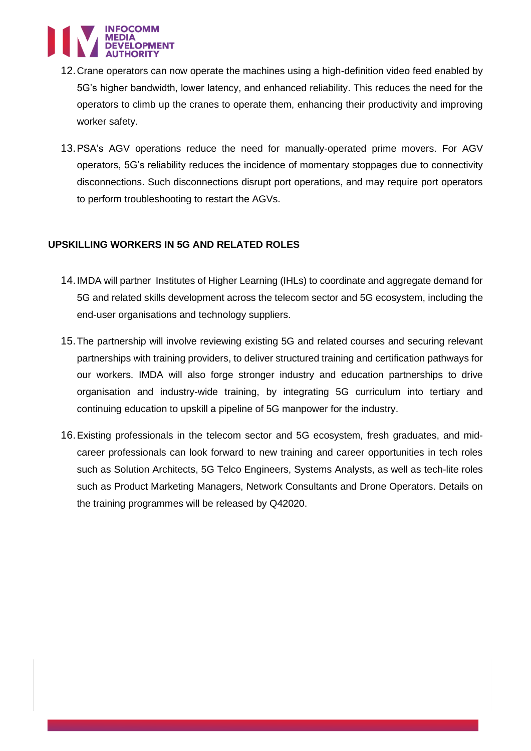12. Crane operators can now operate the machines using a high-definition video feed enabled by 5G's higher bandwidth, lower latency, and enhanced reliability. This reduces the need for the operators to climb up the cranes to operate them, enhancing their productivity and improving worker safety.

13. PSA's AGV operations reduce the need for manually-operated prime movers. For AGV operators, 5G's reliability reduces the incidence of momentary stoppages due to connectivity disconnections. Such disconnections disrupt port operations, and may require port operators to perform troubleshooting to restart the AGVs.

**UPSKILLING WORKERS IN 5G AND RELATED ROLES**

14. IMDA will partner Institutes of Higher Learning (IHLs) to coordinate and aggregate demand for 5G and related skills development across the telecom sector and 5G ecosystem, including the end-user organisations and technology suppliers.

15. The partnership will involve reviewing existing 5G and related courses and securing relevant partnerships with training providers, to deliver structured training and certification pathways for our workers. IMDA will also forge stronger industry and education partnerships to drive organisation and industry-wide training, by integrating 5G curriculum into tertiary and continuing education to upskill a pipeline of 5G manpower for the industry.

16. Existing professionals in the telecom sector and 5G ecosystem, fresh graduates, and mid-career professionals can look forward to new training and career opportunities in tech roles such as Solution Architects, 5G Telco Engineers, Systems Analysts, as well as tech-lite roles such as Product Marketing Managers, Network Consultants and Drone Operators. Details on the training programmes will be released by Q42020.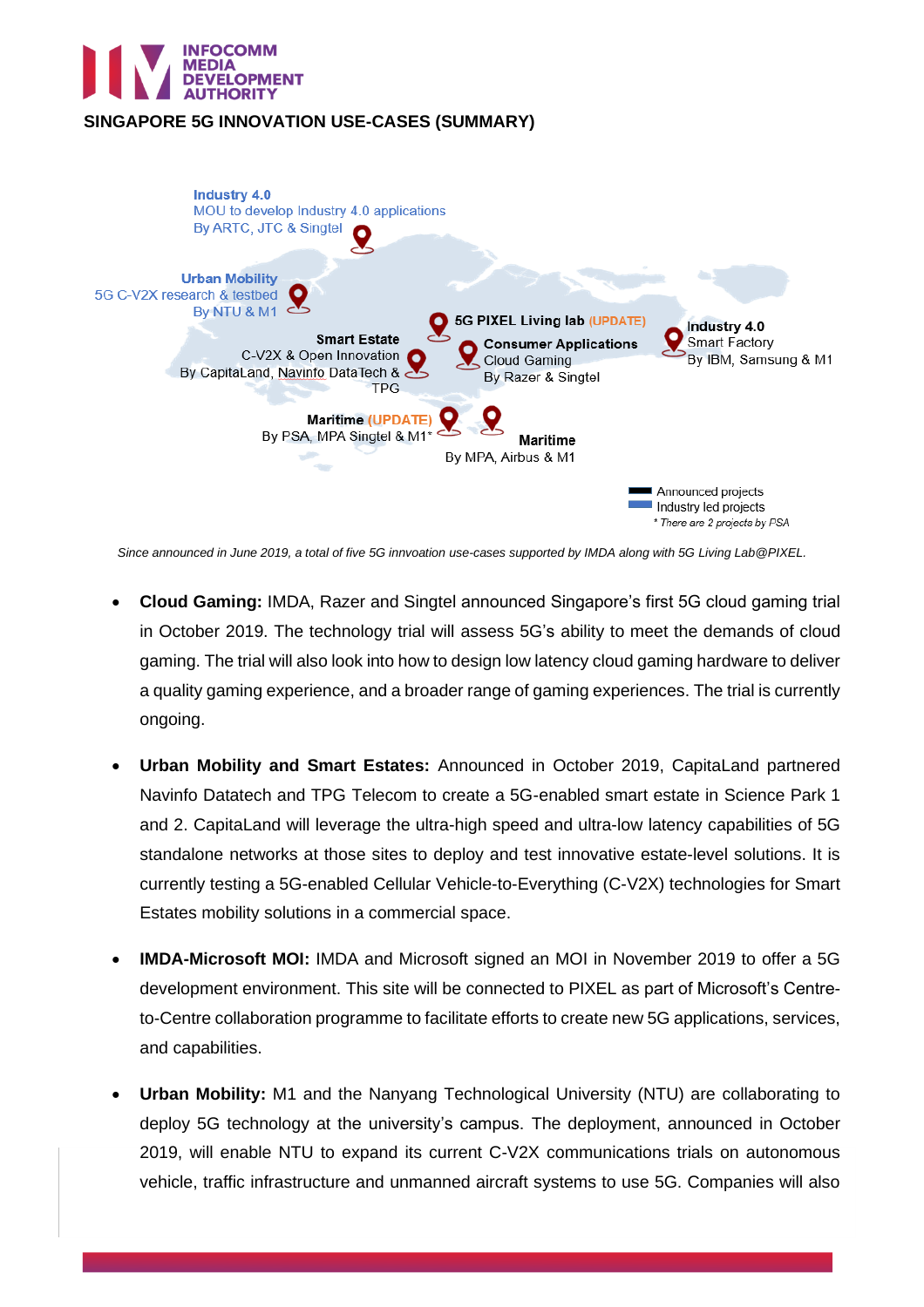# INFOCOMM MEDIA DEVELOPMENT AUTHORITY

## SINGAPORE 5G INNOVATION USE-CASES (SUMMARY)

**Industry 4.0**
MOU to develop Industry 4.0 applications
By ARTC, JTC & Singtel

**Urban Mobility**
5G C-V2X research & testbed
By NTU & M1

**5G PIXEL Living lab** (UPDATE)

**Smart Estate**
C-V2X & Open Innovation
By CapitaLand, Navinfo DataTech & TPG

**Consumer Applications**
Cloud Gaming
By Razer & Singtel

**Industry 4.0**
Smart Factory
By IBM, Samsung & M1

**Maritime** (UPDATE)
By PSA, MPA Singtel & M1*

**Maritime**
By MPA, Airbus & M1

Announced projects
Industry led projects
*There are 2 projects by PSA*

*Since announced in June 2019, a total of five 5G innvoation use-cases supported by IMDA along with 5G Living Lab@PIXEL.*

- **Cloud Gaming:** IMDA, Razer and Singtel announced Singapore's first 5G cloud gaming trial in October 2019. The technology trial will assess 5G's ability to meet the demands of cloud gaming. The trial will also look into how to design low latency cloud gaming hardware to deliver a quality gaming experience, and a broader range of gaming experiences. The trial is currently ongoing.

- **Urban Mobility and Smart Estates:** Announced in October 2019, CapitaLand partnered Navinfo Datatech and TPG Telecom to create a 5G-enabled smart estate in Science Park 1 and 2. CapitaLand will leverage the ultra-high speed and ultra-low latency capabilities of 5G standalone networks at those sites to deploy and test innovative estate-level solutions. It is currently testing a 5G-enabled Cellular Vehicle-to-Everything (C-V2X) technologies for Smart Estates mobility solutions in a commercial space.

- **IMDA-Microsoft MOI:** IMDA and Microsoft signed an MOI in November 2019 to offer a 5G development environment. This site will be connected to PIXEL as part of Microsoft's Centre-to-Centre collaboration programme to facilitate efforts to create new 5G applications, services, and capabilities.

- **Urban Mobility:** M1 and the Nanyang Technological University (NTU) are collaborating to deploy 5G technology at the university's campus. The deployment, announced in October 2019, will enable NTU to expand its current C-V2X communications trials on autonomous vehicle, traffic infrastructure and unmanned aircraft systems to use 5G. Companies will also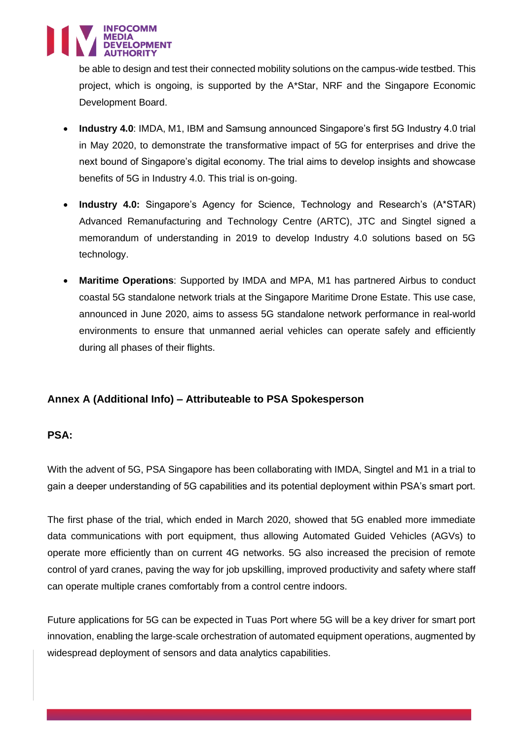be able to design and test their connected mobility solutions on the campus-wide testbed. This project, which is ongoing, is supported by the A*Star, NRF and the Singapore Economic Development Board.

- **Industry 4.0**: IMDA, M1, IBM and Samsung announced Singapore's first 5G Industry 4.0 trial in May 2020, to demonstrate the transformative impact of 5G for enterprises and drive the next bound of Singapore's digital economy. The trial aims to develop insights and showcase benefits of 5G in Industry 4.0. This trial is on-going.

- **Industry 4.0:** Singapore's Agency for Science, Technology and Research's (A*STAR) Advanced Remanufacturing and Technology Centre (ARTC), JTC and Singtel signed a memorandum of understanding in 2019 to develop Industry 4.0 solutions based on 5G technology.

- **Maritime Operations**: Supported by IMDA and MPA, M1 has partnered Airbus to conduct coastal 5G standalone network trials at the Singapore Maritime Drone Estate. This use case, announced in June 2020, aims to assess 5G standalone network performance in real-world environments to ensure that unmanned aerial vehicles can operate safely and efficiently during all phases of their flights.

## Annex A (Additional Info) – Attributeable to PSA Spokesperson

### PSA:

With the advent of 5G, PSA Singapore has been collaborating with IMDA, Singtel and M1 in a trial to gain a deeper understanding of 5G capabilities and its potential deployment within PSA's smart port.

The first phase of the trial, which ended in March 2020, showed that 5G enabled more immediate data communications with port equipment, thus allowing Automated Guided Vehicles (AGVs) to operate more efficiently than on current 4G networks. 5G also increased the precision of remote control of yard cranes, paving the way for job upskilling, improved productivity and safety where staff can operate multiple cranes comfortably from a control centre indoors.

Future applications for 5G can be expected in Tuas Port where 5G will be a key driver for smart port innovation, enabling the large-scale orchestration of automated equipment operations, augmented by widespread deployment of sensors and data analytics capabilities.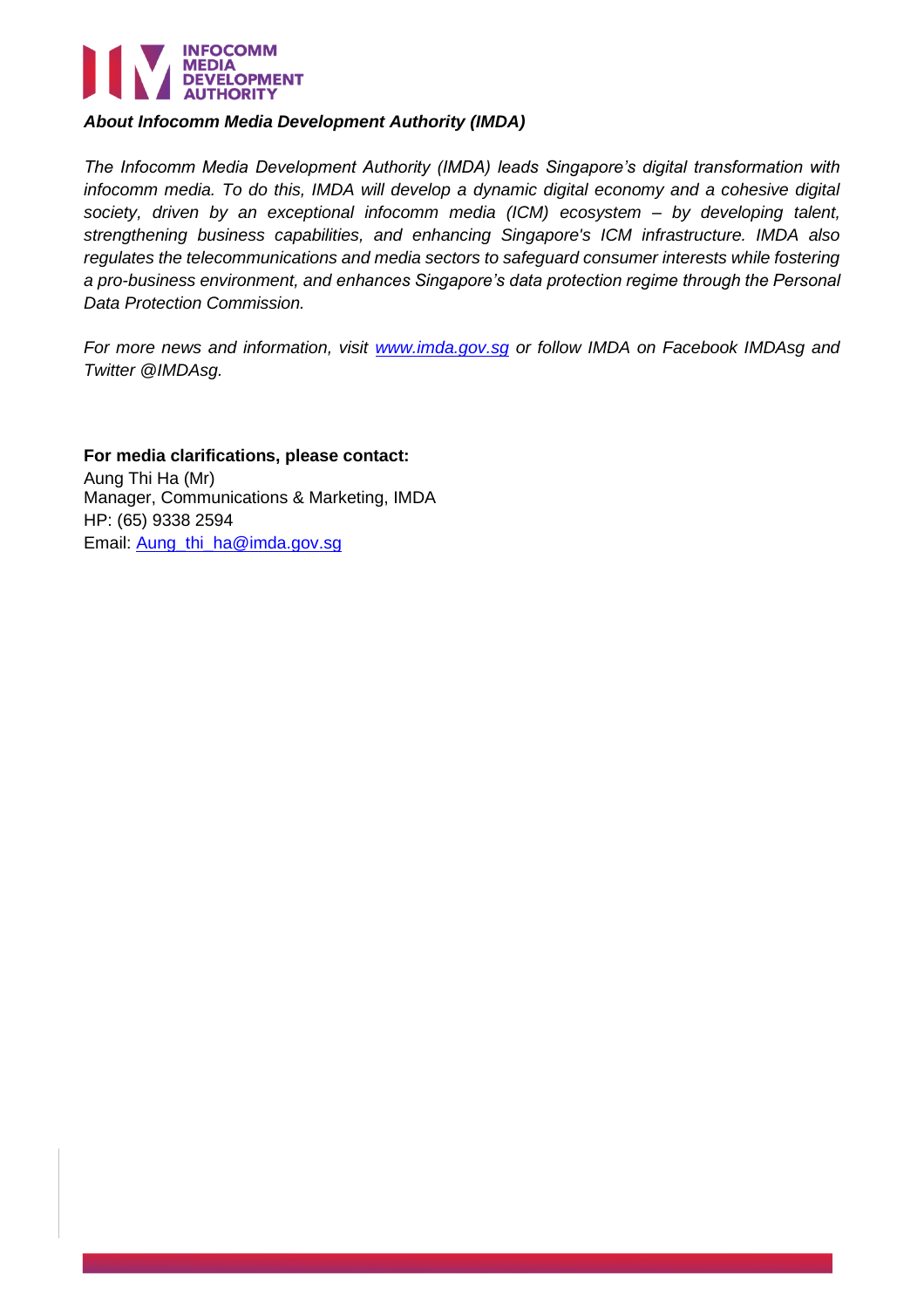***About Infocomm Media Development Authority (IMDA)***

*The Infocomm Media Development Authority (IMDA) leads Singapore's digital transformation with infocomm media. To do this, IMDA will develop a dynamic digital economy and a cohesive digital society, driven by an exceptional infocomm media (ICM) ecosystem – by developing talent, strengthening business capabilities, and enhancing Singapore's ICM infrastructure. IMDA also regulates the telecommunications and media sectors to safeguard consumer interests while fostering a pro-business environment, and enhances Singapore's data protection regime through the Personal Data Protection Commission.*

*For more news and information, visit [www.imda.gov.sg](http://www.imda.gov.sg) or follow IMDA on Facebook IMDAsg and Twitter @IMDAsg.*

**For media clarifications, please contact:**
Aung Thi Ha (Mr)
Manager, Communications & Marketing, IMDA
HP: (65) 9338 2594
Email: [Aung_thi_ha@imda.gov.sg](mailto:Aung_thi_ha@imda.gov.sg)